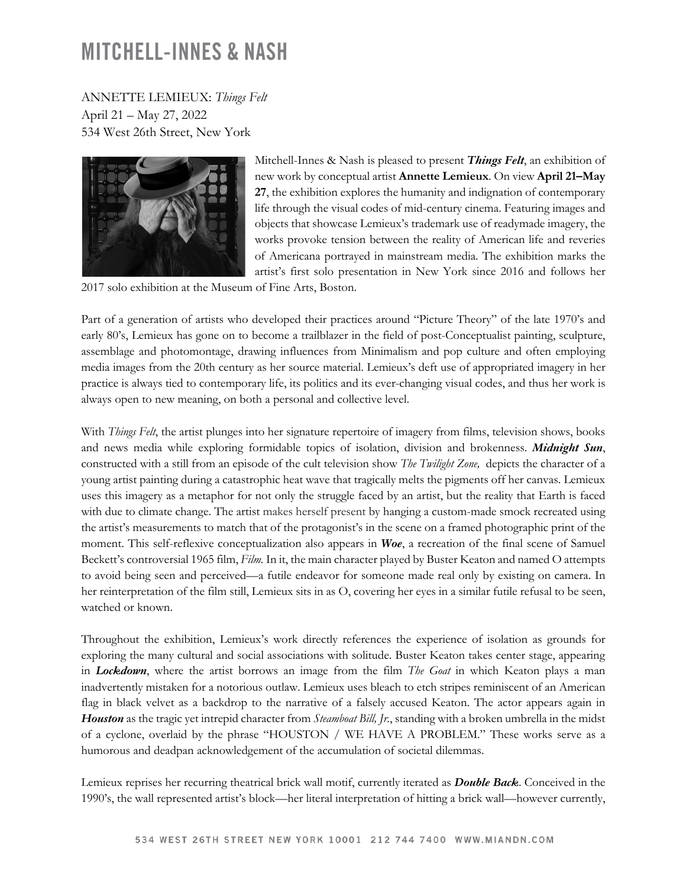# MITCHELL-INNES & NASH

ANNETTE LEMIEUX: *Things Felt*
April 21 – May 27, 2022
534 West 26th Street, New York

Mitchell-Innes & Nash is pleased to present ***Things Felt***, an exhibition of new work by conceptual artist **Annette Lemieux**. On view **April 21–May 27**, the exhibition explores the humanity and indignation of contemporary life through the visual codes of mid-century cinema. Featuring images and objects that showcase Lemieux's trademark use of readymade imagery, the works provoke tension between the reality of American life and reveries of Americana portrayed in mainstream media. The exhibition marks the artist's first solo presentation in New York since 2016 and follows her 2017 solo exhibition at the Museum of Fine Arts, Boston.

Part of a generation of artists who developed their practices around "Picture Theory" of the late 1970's and early 80's, Lemieux has gone on to become a trailblazer in the field of post-Conceptualist painting, sculpture, assemblage and photomontage, drawing influences from Minimalism and pop culture and often employing media images from the 20th century as her source material. Lemieux's deft use of appropriated imagery in her practice is always tied to contemporary life, its politics and its ever-changing visual codes, and thus her work is always open to new meaning, on both a personal and collective level.

With *Things Felt*, the artist plunges into her signature repertoire of imagery from films, television shows, books and news media while exploring formidable topics of isolation, division and brokenness. ***Midnight Sun***, constructed with a still from an episode of the cult television show *The Twilight Zone,* depicts the character of a young artist painting during a catastrophic heat wave that tragically melts the pigments off her canvas. Lemieux uses this imagery as a metaphor for not only the struggle faced by an artist, but the reality that Earth is faced with due to climate change. The artist makes herself present by hanging a custom-made smock recreated using the artist's measurements to match that of the protagonist's in the scene on a framed photographic print of the moment. This self-reflexive conceptualization also appears in ***Woe***, a recreation of the final scene of Samuel Beckett's controversial 1965 film, *Film*. In it, the main character played by Buster Keaton and named O attempts to avoid being seen and perceived—a futile endeavor for someone made real only by existing on camera. In her reinterpretation of the film still, Lemieux sits in as O, covering her eyes in a similar futile refusal to be seen, watched or known.

Throughout the exhibition, Lemieux's work directly references the experience of isolation as grounds for exploring the many cultural and social associations with solitude. Buster Keaton takes center stage, appearing in ***Lockdown***, where the artist borrows an image from the film *The Goat* in which Keaton plays a man inadvertently mistaken for a notorious outlaw. Lemieux uses bleach to etch stripes reminiscent of an American flag in black velvet as a backdrop to the narrative of a falsely accused Keaton. The actor appears again in ***Houston*** as the tragic yet intrepid character from *Steamboat Bill, Jr.*, standing with a broken umbrella in the midst of a cyclone, overlaid by the phrase "HOUSTON / WE HAVE A PROBLEM." These works serve as a humorous and deadpan acknowledgement of the accumulation of societal dilemmas.

Lemieux reprises her recurring theatrical brick wall motif, currently iterated as ***Double Back***. Conceived in the 1990's, the wall represented artist's block—her literal interpretation of hitting a brick wall—however currently,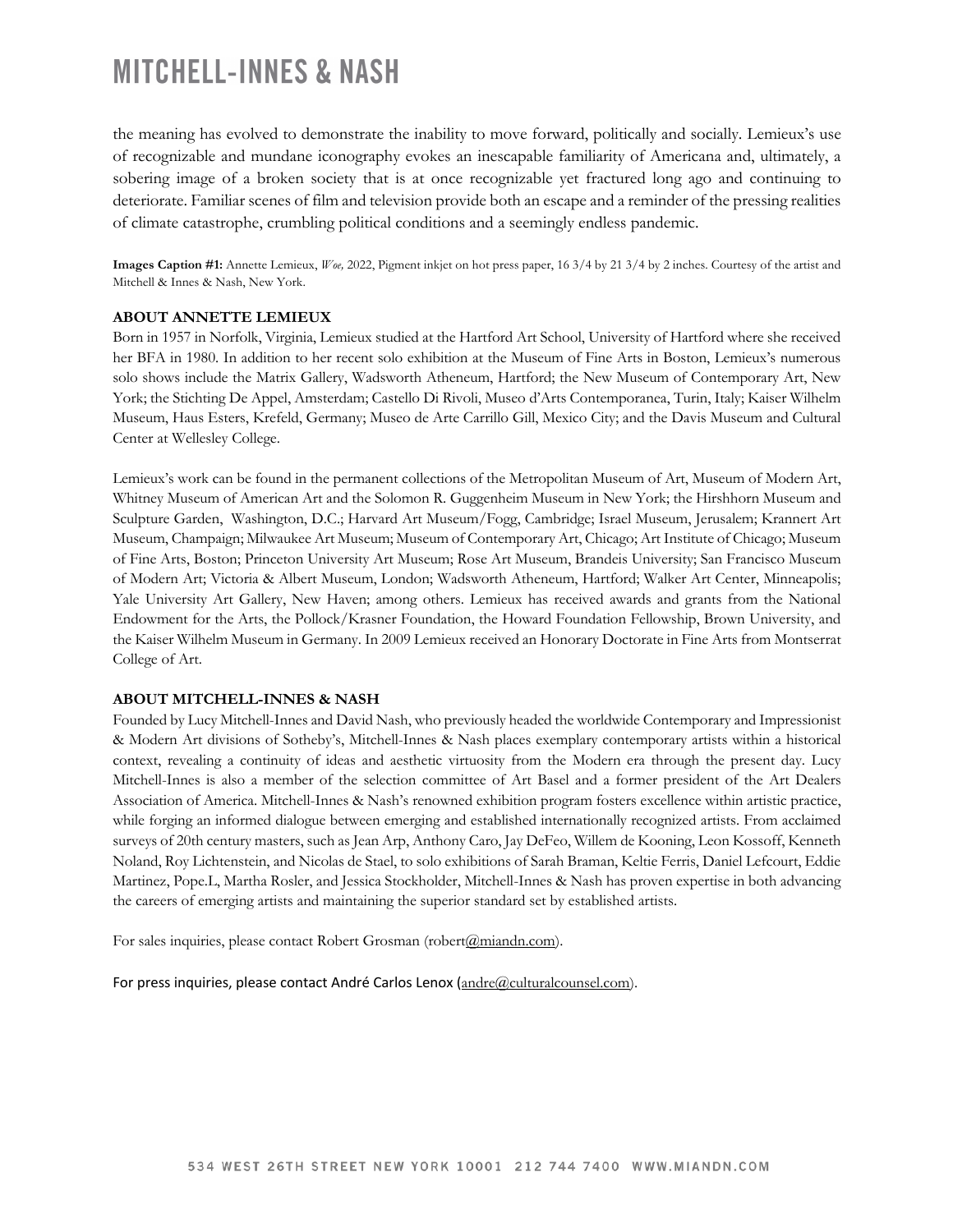the meaning has evolved to demonstrate the inability to move forward, politically and socially. Lemieux's use of recognizable and mundane iconography evokes an inescapable familiarity of Americana and, ultimately, a sobering image of a broken society that is at once recognizable yet fractured long ago and continuing to deteriorate. Familiar scenes of film and television provide both an escape and a reminder of the pressing realities of climate catastrophe, crumbling political conditions and a seemingly endless pandemic.

**Images Caption #1:** Annette Lemieux, *Woe,* 2022, Pigment inkjet on hot press paper, 16 3/4 by 21 3/4 by 2 inches. Courtesy of the artist and Mitchell & Innes & Nash, New York.

**ABOUT ANNETTE LEMIEUX**

Born in 1957 in Norfolk, Virginia, Lemieux studied at the Hartford Art School, University of Hartford where she received her BFA in 1980. In addition to her recent solo exhibition at the Museum of Fine Arts in Boston, Lemieux's numerous solo shows include the Matrix Gallery, Wadsworth Atheneum, Hartford; the New Museum of Contemporary Art, New York; the Stichting De Appel, Amsterdam; Castello Di Rivoli, Museo d'Arts Contemporanea, Turin, Italy; Kaiser Wilhelm Museum, Haus Esters, Krefeld, Germany; Museo de Arte Carrillo Gill, Mexico City; and the Davis Museum and Cultural Center at Wellesley College.

Lemieux's work can be found in the permanent collections of the Metropolitan Museum of Art, Museum of Modern Art, Whitney Museum of American Art and the Solomon R. Guggenheim Museum in New York; the Hirshhorn Museum and Sculpture Garden, Washington, D.C.; Harvard Art Museum/Fogg, Cambridge; Israel Museum, Jerusalem; Krannert Art Museum, Champaign; Milwaukee Art Museum; Museum of Contemporary Art, Chicago; Art Institute of Chicago; Museum of Fine Arts, Boston; Princeton University Art Museum; Rose Art Museum, Brandeis University; San Francisco Museum of Modern Art; Victoria & Albert Museum, London; Wadsworth Atheneum, Hartford; Walker Art Center, Minneapolis; Yale University Art Gallery, New Haven; among others. Lemieux has received awards and grants from the National Endowment for the Arts, the Pollock/Krasner Foundation, the Howard Foundation Fellowship, Brown University, and the Kaiser Wilhelm Museum in Germany. In 2009 Lemieux received an Honorary Doctorate in Fine Arts from Montserrat College of Art.

**ABOUT MITCHELL-INNES & NASH**

Founded by Lucy Mitchell-Innes and David Nash, who previously headed the worldwide Contemporary and Impressionist & Modern Art divisions of Sotheby's, Mitchell-Innes & Nash places exemplary contemporary artists within a historical context, revealing a continuity of ideas and aesthetic virtuosity from the Modern era through the present day. Lucy Mitchell-Innes is also a member of the selection committee of Art Basel and a former president of the Art Dealers Association of America. Mitchell-Innes & Nash's renowned exhibition program fosters excellence within artistic practice, while forging an informed dialogue between emerging and established internationally recognized artists. From acclaimed surveys of 20th century masters, such as Jean Arp, Anthony Caro, Jay DeFeo, Willem de Kooning, Leon Kossoff, Kenneth Noland, Roy Lichtenstein, and Nicolas de Stael, to solo exhibitions of Sarah Braman, Keltie Ferris, Daniel Lefcourt, Eddie Martinez, Pope.L, Martha Rosler, and Jessica Stockholder, Mitchell-Innes & Nash has proven expertise in both advancing the careers of emerging artists and maintaining the superior standard set by established artists.

For sales inquiries, please contact Robert Grosman (robert@miandn.com).

For press inquiries, please contact André Carlos Lenox (andre@culturalcounsel.com).